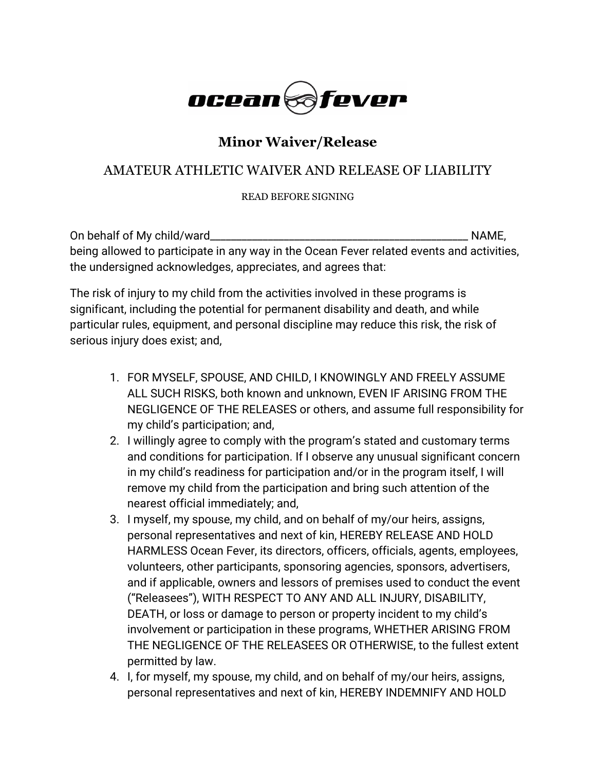ocean fever

# Minor Waiver/Release

## AMATEUR ATHLETIC WAIVER AND RELEASE OF LIABILITY

READ BEFORE SIGNING

On behalf of My child/ward_____________________________________________ NAME, being allowed to participate in any way in the Ocean Fever related events and activities, the undersigned acknowledges, appreciates, and agrees that:

The risk of injury to my child from the activities involved in these programs is significant, including the potential for permanent disability and death, and while particular rules, equipment, and personal discipline may reduce this risk, the risk of serious injury does exist; and,

1. FOR MYSELF, SPOUSE, AND CHILD, I KNOWINGLY AND FREELY ASSUME ALL SUCH RISKS, both known and unknown, EVEN IF ARISING FROM THE NEGLIGENCE OF THE RELEASES or others, and assume full responsibility for my child's participation; and,
2. I willingly agree to comply with the program's stated and customary terms and conditions for participation. If I observe any unusual significant concern in my child's readiness for participation and/or in the program itself, I will remove my child from the participation and bring such attention of the nearest official immediately; and,
3. I myself, my spouse, my child, and on behalf of my/our heirs, assigns, personal representatives and next of kin, HEREBY RELEASE AND HOLD HARMLESS Ocean Fever, its directors, officers, officials, agents, employees, volunteers, other participants, sponsoring agencies, sponsors, advertisers, and if applicable, owners and lessors of premises used to conduct the event ("Releasees"), WITH RESPECT TO ANY AND ALL INJURY, DISABILITY, DEATH, or loss or damage to person or property incident to my child's involvement or participation in these programs, WHETHER ARISING FROM THE NEGLIGENCE OF THE RELEASEES OR OTHERWISE, to the fullest extent permitted by law.
4. I, for myself, my spouse, my child, and on behalf of my/our heirs, assigns, personal representatives and next of kin, HEREBY INDEMNIFY AND HOLD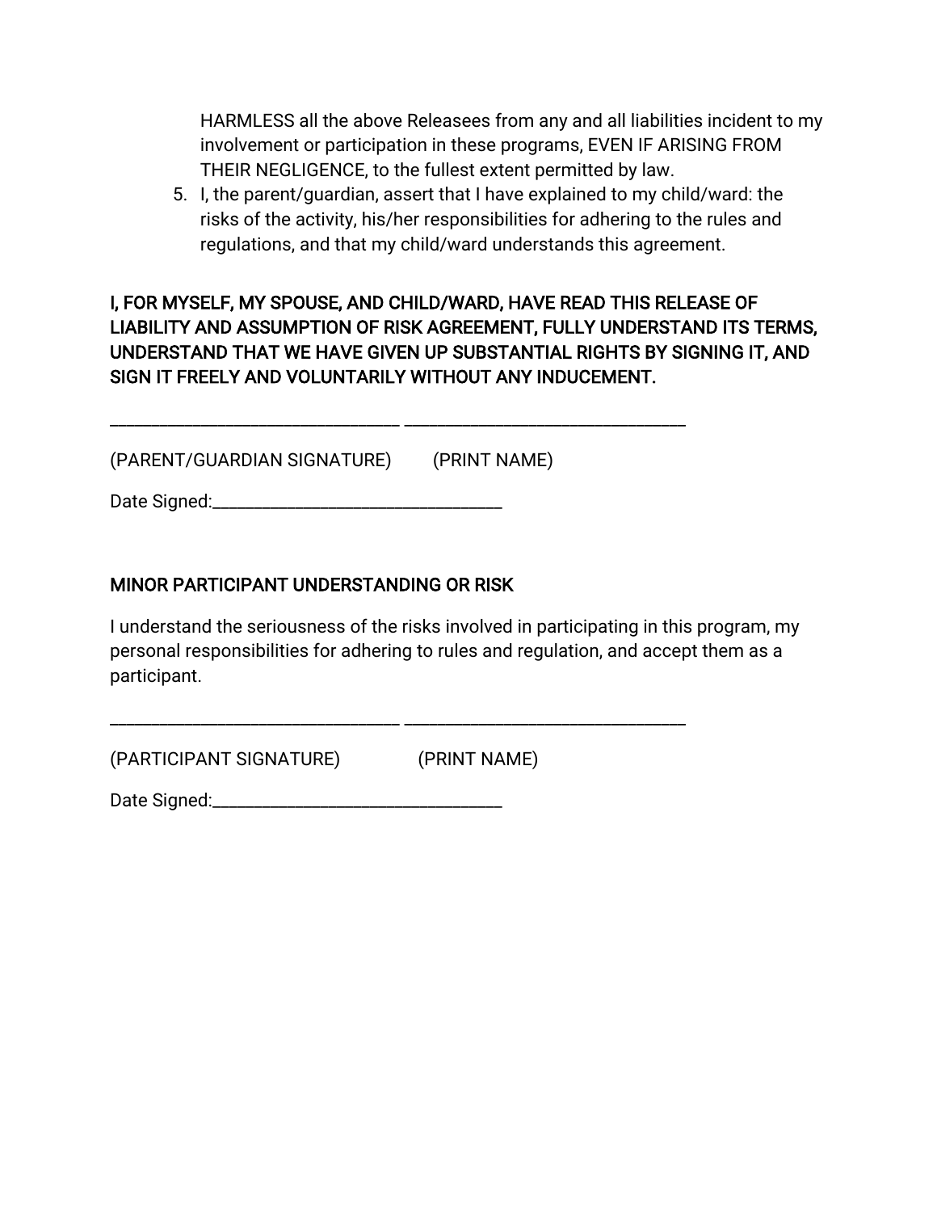HARMLESS all the above Releasees from any and all liabilities incident to my involvement or participation in these programs, EVEN IF ARISING FROM THEIR NEGLIGENCE, to the fullest extent permitted by law.

5. I, the parent/guardian, assert that I have explained to my child/ward: the risks of the activity, his/her responsibilities for adhering to the rules and regulations, and that my child/ward understands this agreement.

**I, FOR MYSELF, MY SPOUSE, AND CHILD/WARD, HAVE READ THIS RELEASE OF LIABILITY AND ASSUMPTION OF RISK AGREEMENT, FULLY UNDERSTAND ITS TERMS, UNDERSTAND THAT WE HAVE GIVEN UP SUBSTANTIAL RIGHTS BY SIGNING IT, AND SIGN IT FREELY AND VOLUNTARILY WITHOUT ANY INDUCEMENT.**

_________________________________ _________________________________

(PARENT/GUARDIAN SIGNATURE)        (PRINT NAME)

Date Signed:_________________________________

**MINOR PARTICIPANT UNDERSTANDING OR RISK**

I understand the seriousness of the risks involved in participating in this program, my personal responsibilities for adhering to rules and regulation, and accept them as a participant.

_________________________________ _________________________________

(PARTICIPANT SIGNATURE)             (PRINT NAME)

Date Signed:_________________________________